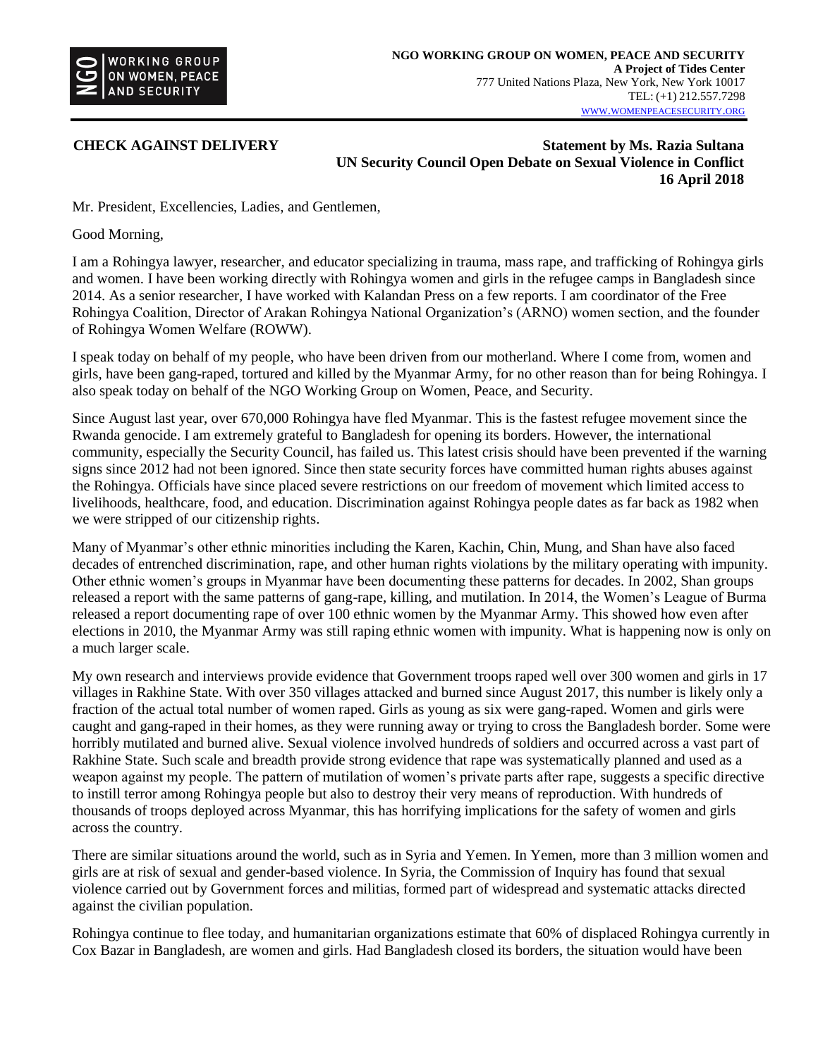**NGO WORKING GROUP ON WOMEN, PEACE AND SECURITY**
**A Project of Tides Center**
777 United Nations Plaza, New York, New York 10017
TEL: (+1) 212.557.7298
WWW.WOMENPEACESECURITY.ORG

**CHECK AGAINST DELIVERY**

**Statement by Ms. Razia Sultana**
**UN Security Council Open Debate on Sexual Violence in Conflict**
**16 April 2018**

Mr. President, Excellencies, Ladies, and Gentlemen,

Good Morning,

I am a Rohingya lawyer, researcher, and educator specializing in trauma, mass rape, and trafficking of Rohingya girls and women. I have been working directly with Rohingya women and girls in the refugee camps in Bangladesh since 2014. As a senior researcher, I have worked with Kalandan Press on a few reports. I am coordinator of the Free Rohingya Coalition, Director of Arakan Rohingya National Organization's (ARNO) women section, and the founder of Rohingya Women Welfare (ROWW).

I speak today on behalf of my people, who have been driven from our motherland. Where I come from, women and girls, have been gang-raped, tortured and killed by the Myanmar Army, for no other reason than for being Rohingya. I also speak today on behalf of the NGO Working Group on Women, Peace, and Security.

Since August last year, over 670,000 Rohingya have fled Myanmar. This is the fastest refugee movement since the Rwanda genocide. I am extremely grateful to Bangladesh for opening its borders. However, the international community, especially the Security Council, has failed us. This latest crisis should have been prevented if the warning signs since 2012 had not been ignored. Since then state security forces have committed human rights abuses against the Rohingya. Officials have since placed severe restrictions on our freedom of movement which limited access to livelihoods, healthcare, food, and education. Discrimination against Rohingya people dates as far back as 1982 when we were stripped of our citizenship rights.

Many of Myanmar's other ethnic minorities including the Karen, Kachin, Chin, Mung, and Shan have also faced decades of entrenched discrimination, rape, and other human rights violations by the military operating with impunity. Other ethnic women's groups in Myanmar have been documenting these patterns for decades. In 2002, Shan groups released a report with the same patterns of gang-rape, killing, and mutilation. In 2014, the Women's League of Burma released a report documenting rape of over 100 ethnic women by the Myanmar Army. This showed how even after elections in 2010, the Myanmar Army was still raping ethnic women with impunity. What is happening now is only on a much larger scale.

My own research and interviews provide evidence that Government troops raped well over 300 women and girls in 17 villages in Rakhine State. With over 350 villages attacked and burned since August 2017, this number is likely only a fraction of the actual total number of women raped. Girls as young as six were gang-raped. Women and girls were caught and gang-raped in their homes, as they were running away or trying to cross the Bangladesh border. Some were horribly mutilated and burned alive. Sexual violence involved hundreds of soldiers and occurred across a vast part of Rakhine State. Such scale and breadth provide strong evidence that rape was systematically planned and used as a weapon against my people. The pattern of mutilation of women's private parts after rape, suggests a specific directive to instill terror among Rohingya people but also to destroy their very means of reproduction. With hundreds of thousands of troops deployed across Myanmar, this has horrifying implications for the safety of women and girls across the country.

There are similar situations around the world, such as in Syria and Yemen. In Yemen, more than 3 million women and girls are at risk of sexual and gender-based violence. In Syria, the Commission of Inquiry has found that sexual violence carried out by Government forces and militias, formed part of widespread and systematic attacks directed against the civilian population.

Rohingya continue to flee today, and humanitarian organizations estimate that 60% of displaced Rohingya currently in Cox Bazar in Bangladesh, are women and girls. Had Bangladesh closed its borders, the situation would have been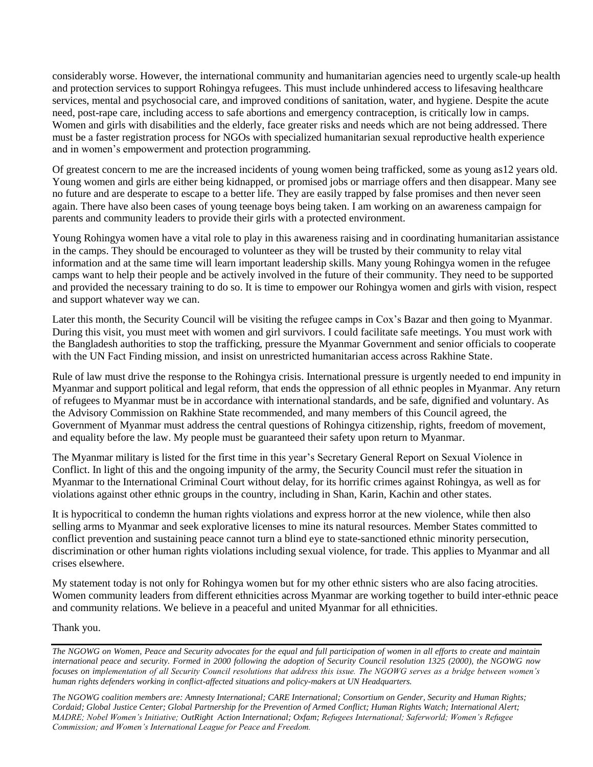considerably worse. However, the international community and humanitarian agencies need to urgently scale-up health and protection services to support Rohingya refugees. This must include unhindered access to lifesaving healthcare services, mental and psychosocial care, and improved conditions of sanitation, water, and hygiene. Despite the acute need, post-rape care, including access to safe abortions and emergency contraception, is critically low in camps. Women and girls with disabilities and the elderly, face greater risks and needs which are not being addressed. There must be a faster registration process for NGOs with specialized humanitarian sexual reproductive health experience and in women's empowerment and protection programming.

Of greatest concern to me are the increased incidents of young women being trafficked, some as young as12 years old. Young women and girls are either being kidnapped, or promised jobs or marriage offers and then disappear. Many see no future and are desperate to escape to a better life. They are easily trapped by false promises and then never seen again. There have also been cases of young teenage boys being taken. I am working on an awareness campaign for parents and community leaders to provide their girls with a protected environment.

Young Rohingya women have a vital role to play in this awareness raising and in coordinating humanitarian assistance in the camps. They should be encouraged to volunteer as they will be trusted by their community to relay vital information and at the same time will learn important leadership skills. Many young Rohingya women in the refugee camps want to help their people and be actively involved in the future of their community. They need to be supported and provided the necessary training to do so. It is time to empower our Rohingya women and girls with vision, respect and support whatever way we can.

Later this month, the Security Council will be visiting the refugee camps in Cox's Bazar and then going to Myanmar. During this visit, you must meet with women and girl survivors. I could facilitate safe meetings. You must work with the Bangladesh authorities to stop the trafficking, pressure the Myanmar Government and senior officials to cooperate with the UN Fact Finding mission, and insist on unrestricted humanitarian access across Rakhine State.

Rule of law must drive the response to the Rohingya crisis. International pressure is urgently needed to end impunity in Myanmar and support political and legal reform, that ends the oppression of all ethnic peoples in Myanmar. Any return of refugees to Myanmar must be in accordance with international standards, and be safe, dignified and voluntary. As the Advisory Commission on Rakhine State recommended, and many members of this Council agreed, the Government of Myanmar must address the central questions of Rohingya citizenship, rights, freedom of movement, and equality before the law. My people must be guaranteed their safety upon return to Myanmar.

The Myanmar military is listed for the first time in this year's Secretary General Report on Sexual Violence in Conflict. In light of this and the ongoing impunity of the army, the Security Council must refer the situation in Myanmar to the International Criminal Court without delay, for its horrific crimes against Rohingya, as well as for violations against other ethnic groups in the country, including in Shan, Karin, Kachin and other states.

It is hypocritical to condemn the human rights violations and express horror at the new violence, while then also selling arms to Myanmar and seek explorative licenses to mine its natural resources. Member States committed to conflict prevention and sustaining peace cannot turn a blind eye to state-sanctioned ethnic minority persecution, discrimination or other human rights violations including sexual violence, for trade. This applies to Myanmar and all crises elsewhere.

My statement today is not only for Rohingya women but for my other ethnic sisters who are also facing atrocities. Women community leaders from different ethnicities across Myanmar are working together to build inter-ethnic peace and community relations. We believe in a peaceful and united Myanmar for all ethnicities.

Thank you.

---

*The NGOWG on Women, Peace and Security advocates for the equal and full participation of women in all efforts to create and maintain international peace and security. Formed in 2000 following the adoption of Security Council resolution 1325 (2000), the NGOWG now focuses on implementation of all Security Council resolutions that address this issue. The NGOWG serves as a bridge between women's human rights defenders working in conflict-affected situations and policy-makers at UN Headquarters.*

*The NGOWG coalition members are: Amnesty International; CARE International; Consortium on Gender, Security and Human Rights; Cordaid; Global Justice Center; Global Partnership for the Prevention of Armed Conflict; Human Rights Watch; International Alert; MADRE; Nobel Women's Initiative; OutRight Action International; Oxfam; Refugees International; Saferworld; Women's Refugee Commission; and Women's International League for Peace and Freedom.*